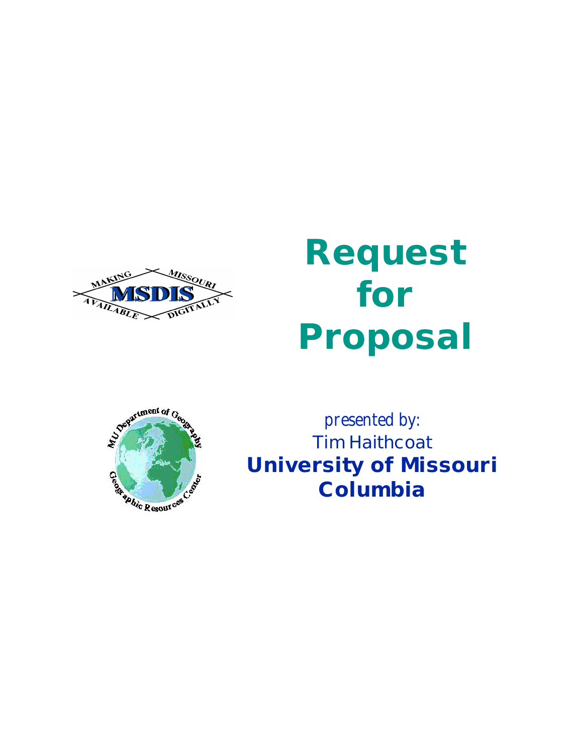# Request for Proposal

*presented by:*

Tim Haithcoat

**University of Missouri Columbia**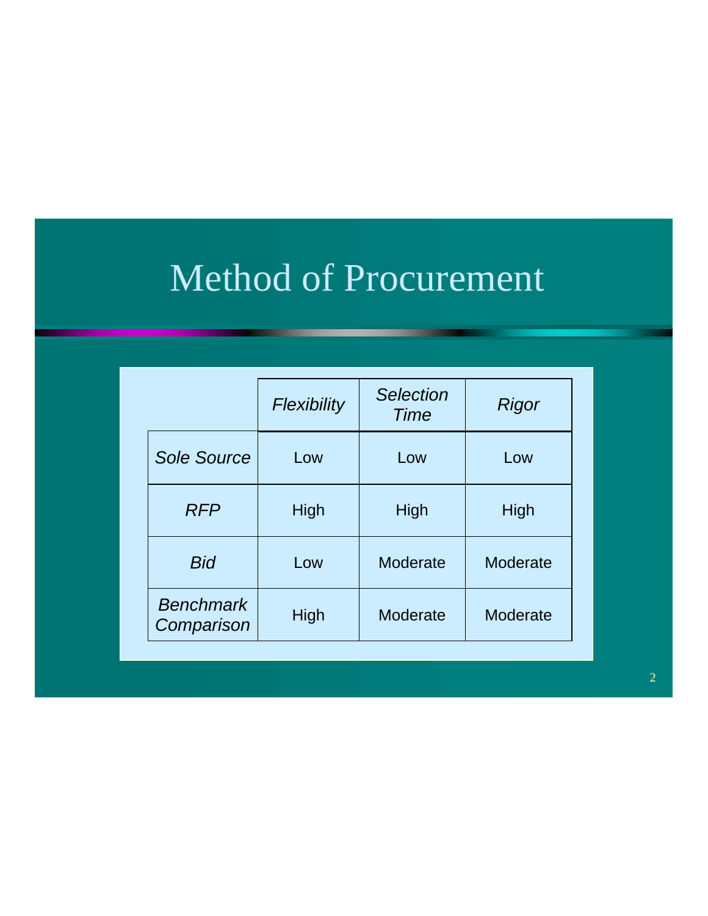# Method of Procurement

| | *Flexibility* | *Selection Time* | *Rigor* |
|---|---|---|---|
| *Sole Source* | Low | Low | Low |
| *RFP* | High | High | High |
| *Bid* | Low | Moderate | Moderate |
| *Benchmark Comparison* | High | Moderate | Moderate |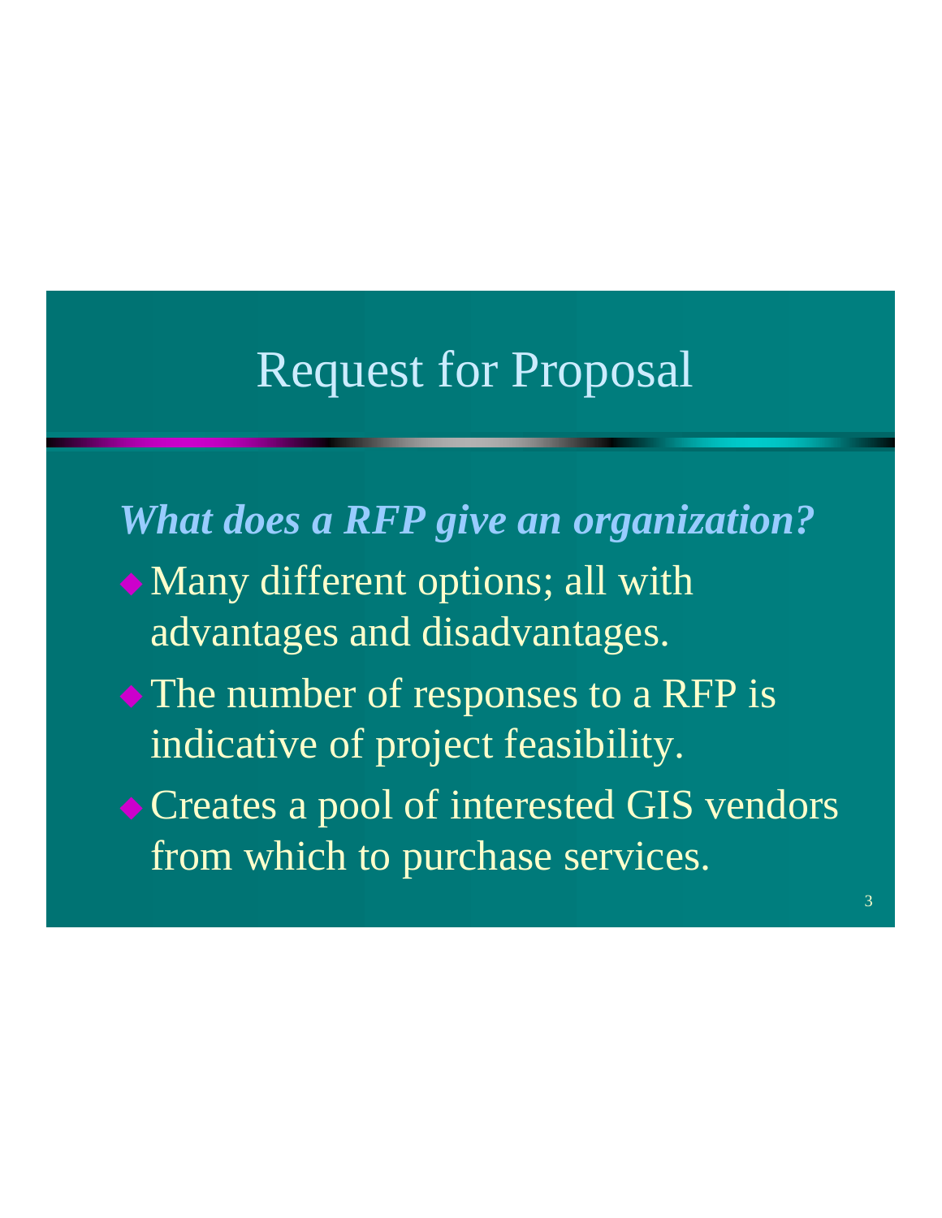# Request for Proposal

***What does a RFP give an organization?***

- Many different options; all with advantages and disadvantages.
- The number of responses to a RFP is indicative of project feasibility.
- Creates a pool of interested GIS vendors from which to purchase services.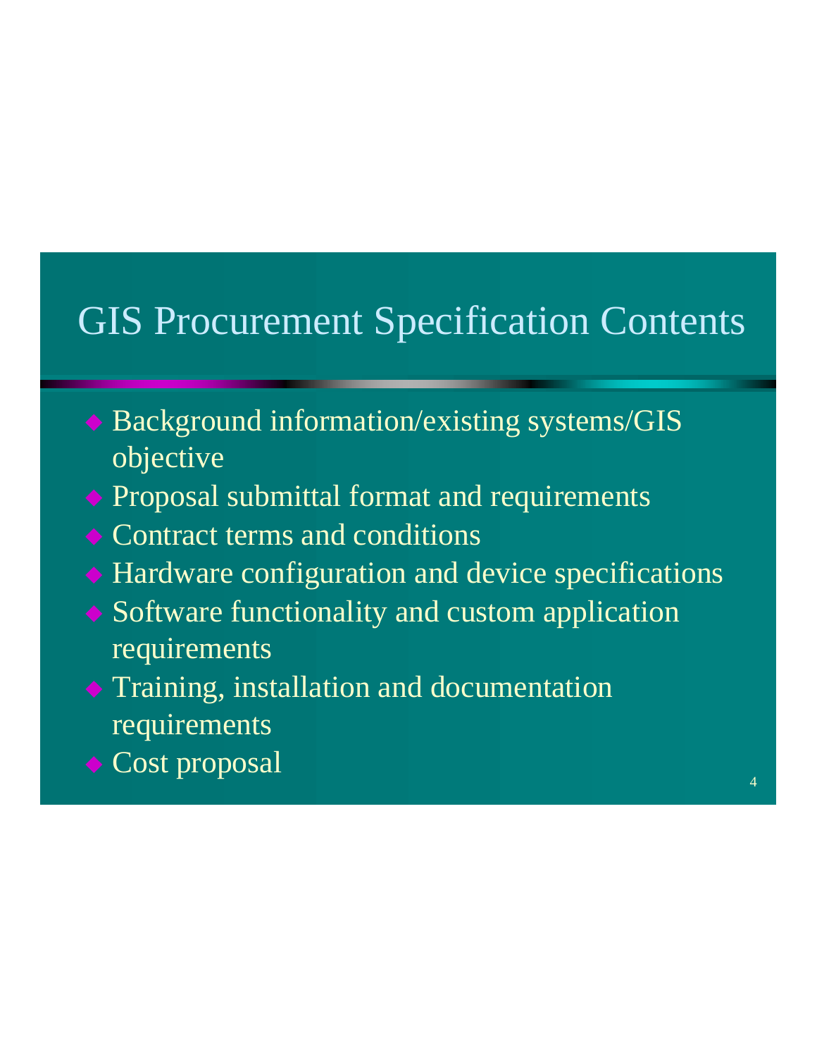# GIS Procurement Specification Contents

- Background information/existing systems/GIS objective
- Proposal submittal format and requirements
- Contract terms and conditions
- Hardware configuration and device specifications
- Software functionality and custom application requirements
- Training, installation and documentation requirements
- Cost proposal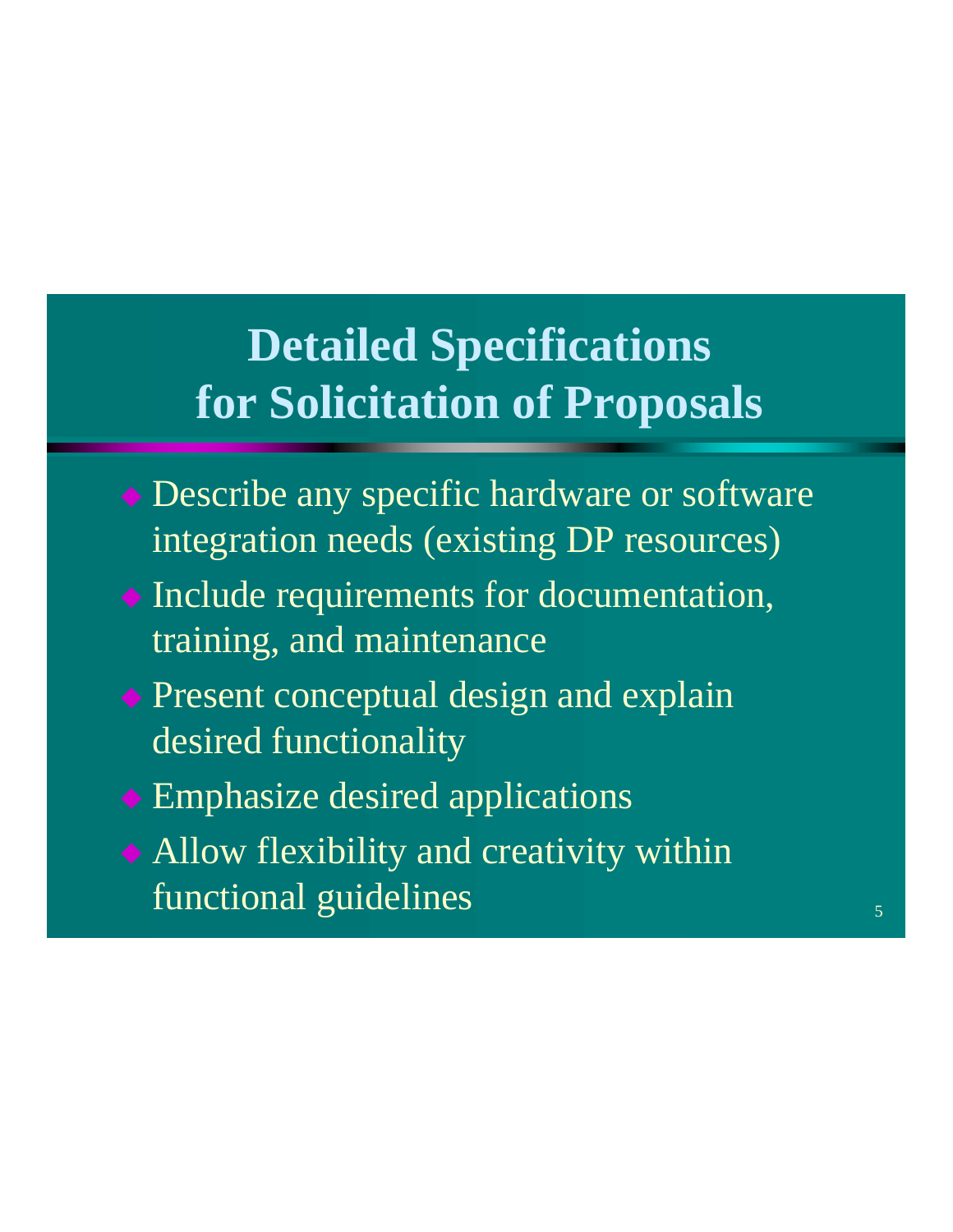# Detailed Specifications for Solicitation of Proposals

- Describe any specific hardware or software integration needs (existing DP resources)
- Include requirements for documentation, training, and maintenance
- Present conceptual design and explain desired functionality
- Emphasize desired applications
- Allow flexibility and creativity within functional guidelines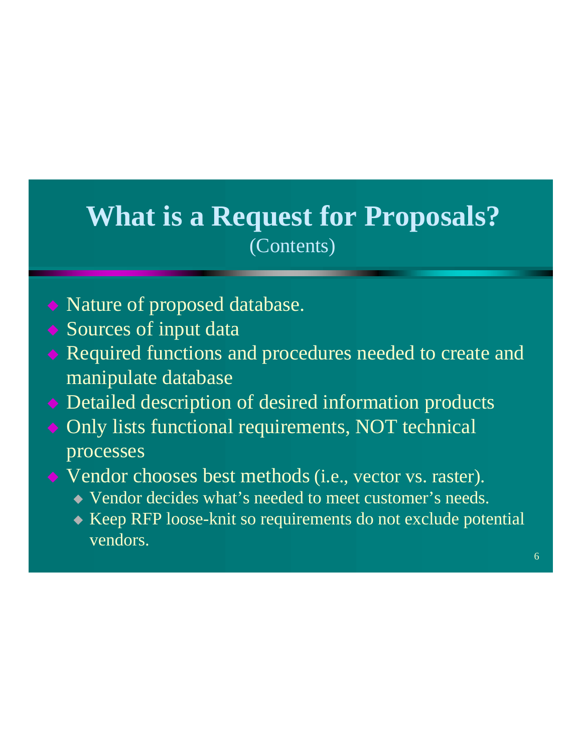# What is a Request for Proposals?

(Contents)

- Nature of proposed database.
- Sources of input data
- Required functions and procedures needed to create and manipulate database
- Detailed description of desired information products
- Only lists functional requirements, NOT technical processes
- Vendor chooses best methods (i.e., vector vs. raster).
  - Vendor decides what's needed to meet customer's needs.
  - Keep RFP loose-knit so requirements do not exclude potential vendors.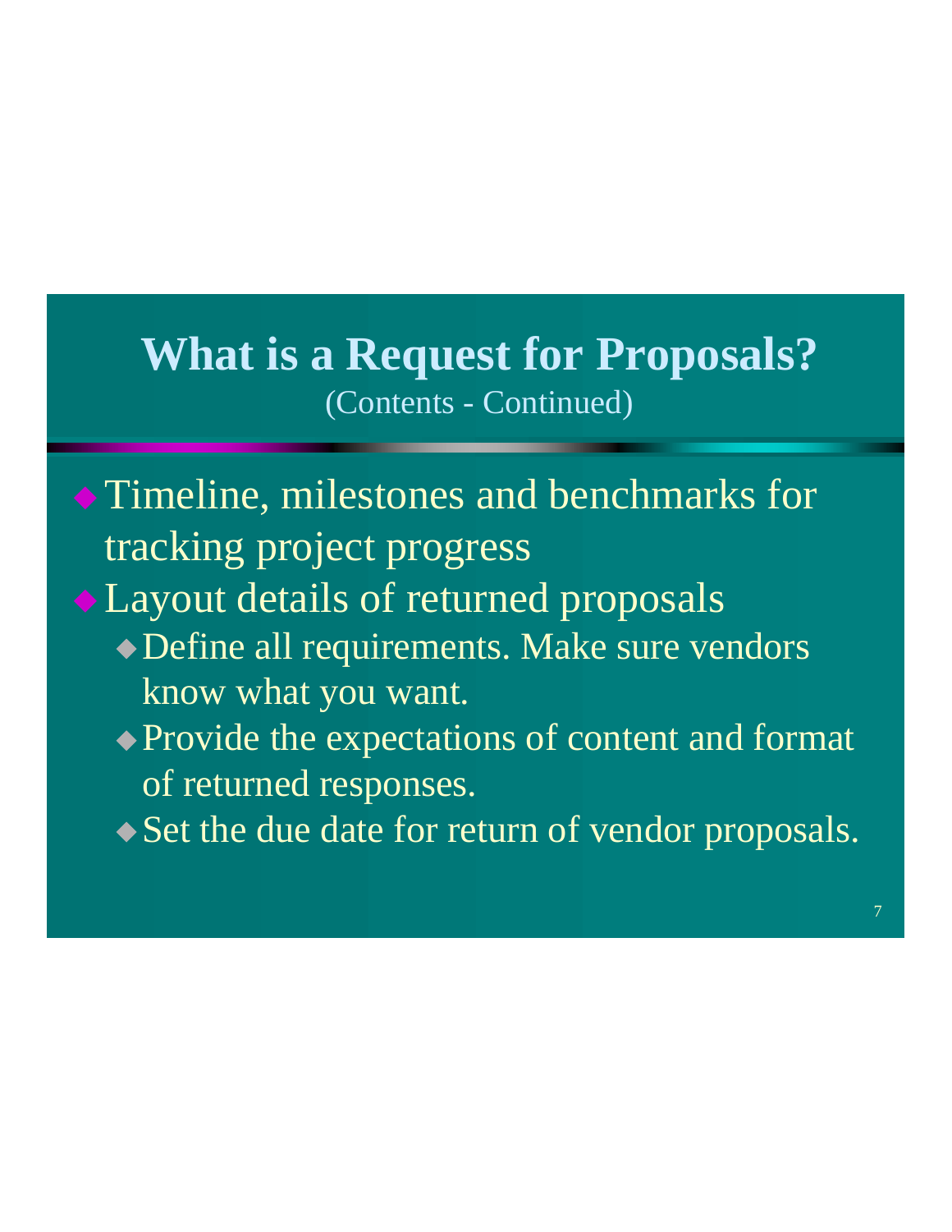# What is a Request for Proposals?

(Contents - Continued)

- Timeline, milestones and benchmarks for tracking project progress
- Layout details of returned proposals
  - Define all requirements. Make sure vendors know what you want.
  - Provide the expectations of content and format of returned responses.
  - Set the due date for return of vendor proposals.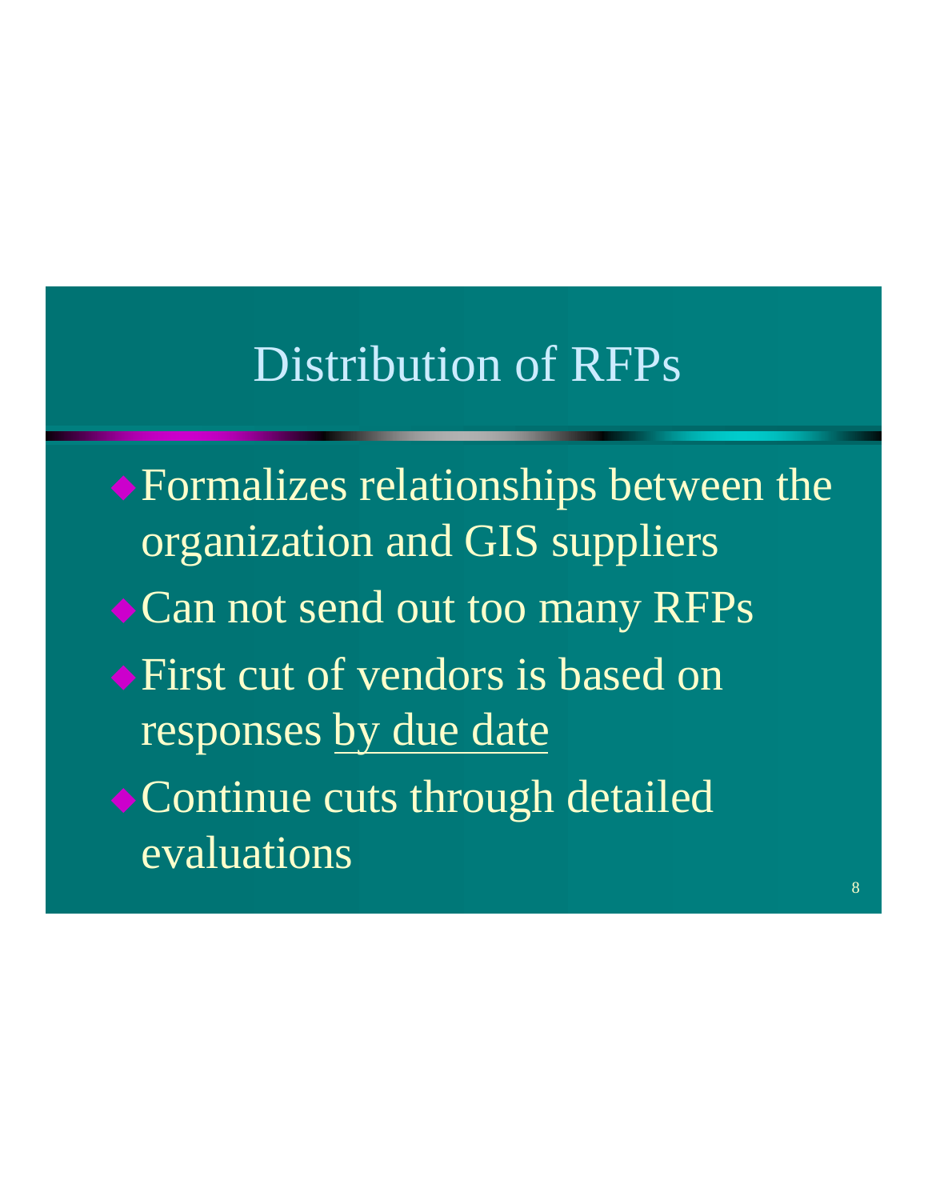# Distribution of RFPs

- Formalizes relationships between the organization and GIS suppliers
- Can not send out too many RFPs
- First cut of vendors is based on responses <u>by due date</u>
- Continue cuts through detailed evaluations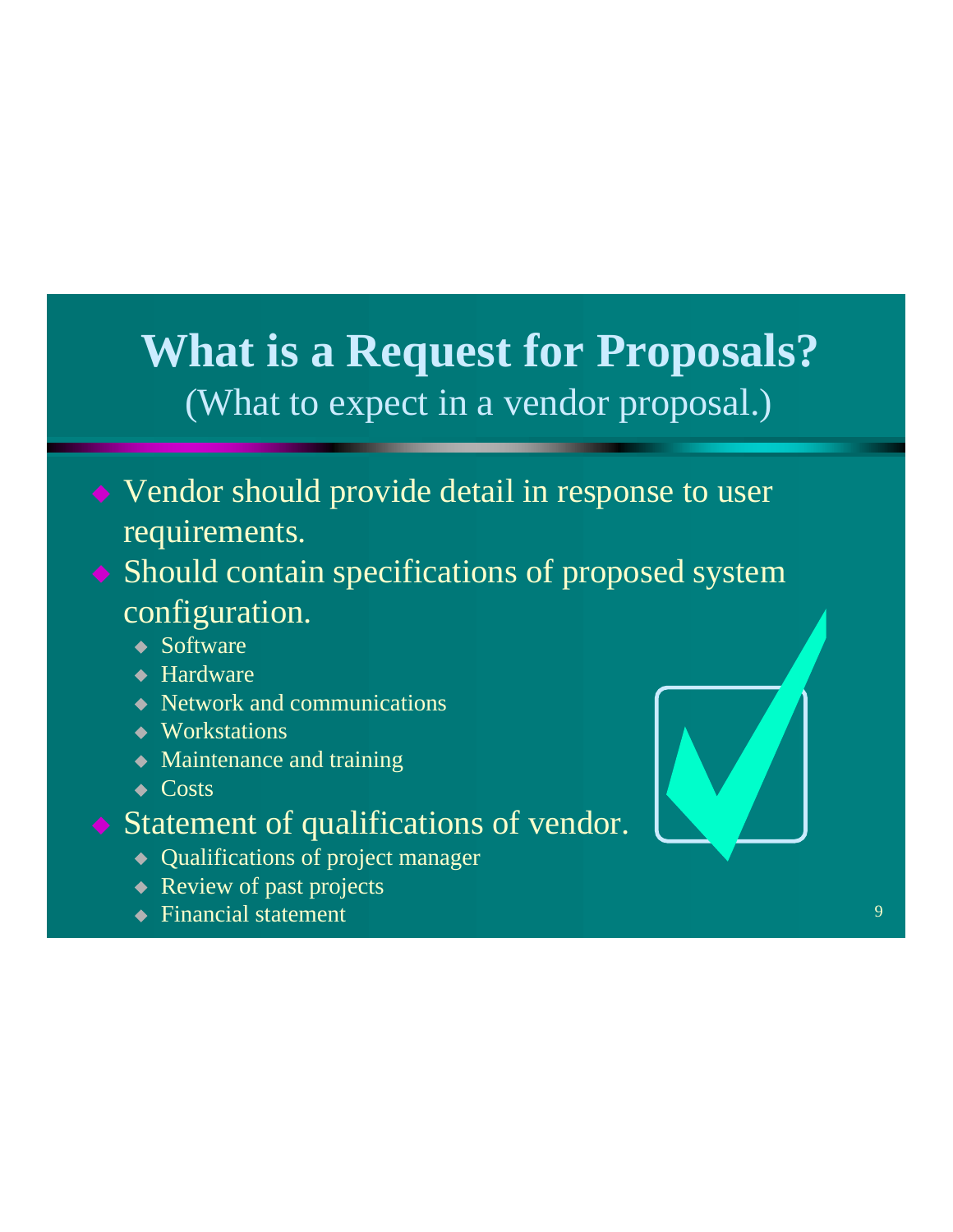# What is a Request for Proposals?

(What to expect in a vendor proposal.)

- Vendor should provide detail in response to user requirements.
- Should contain specifications of proposed system configuration.
  - Software
  - Hardware
  - Network and communications
  - Workstations
  - Maintenance and training
  - Costs
- Statement of qualifications of vendor.
  - Qualifications of project manager
  - Review of past projects
  - Financial statement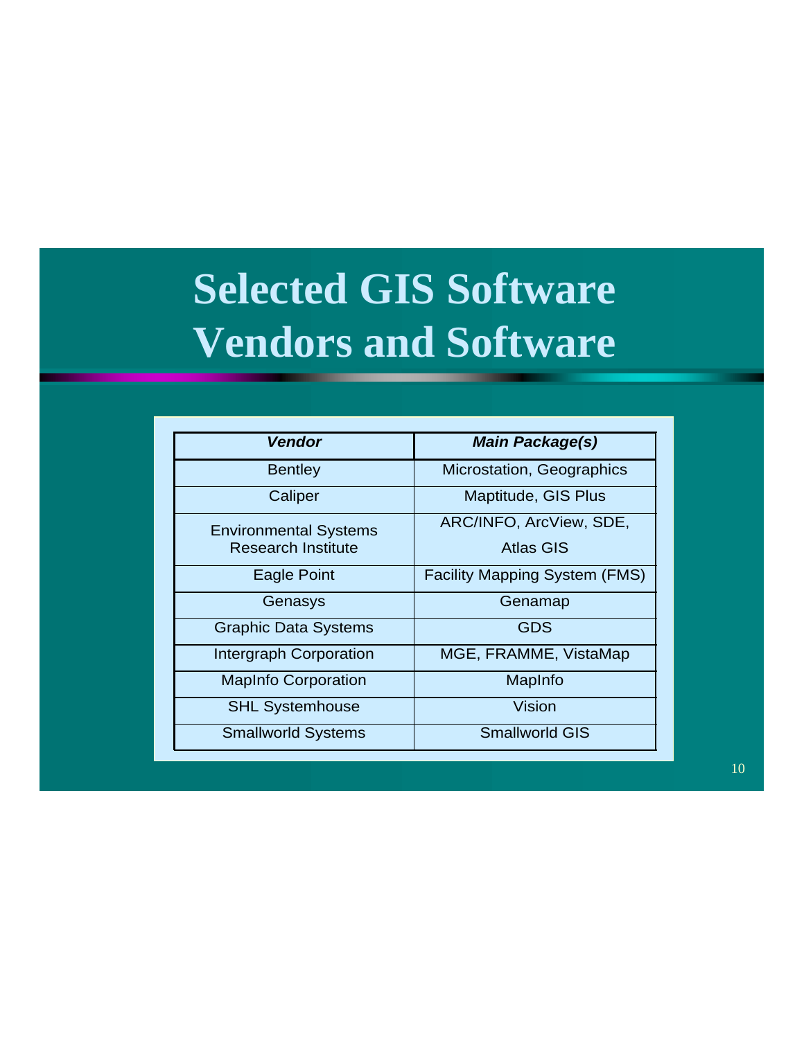# Selected GIS Software Vendors and Software

| ***Vendor*** | ***Main Package(s)*** |
|---|---|
| Bentley | Microstation, Geographics |
| Caliper | Maptitude, GIS Plus |
| Environmental Systems Research Institute | ARC/INFO, ArcView, SDE, Atlas GIS |
| Eagle Point | Facility Mapping System (FMS) |
| Genasys | Genamap |
| Graphic Data Systems | GDS |
| Intergraph Corporation | MGE, FRAMME, VistaMap |
| MapInfo Corporation | MapInfo |
| SHL Systemhouse | Vision |
| Smallworld Systems | Smallworld GIS |